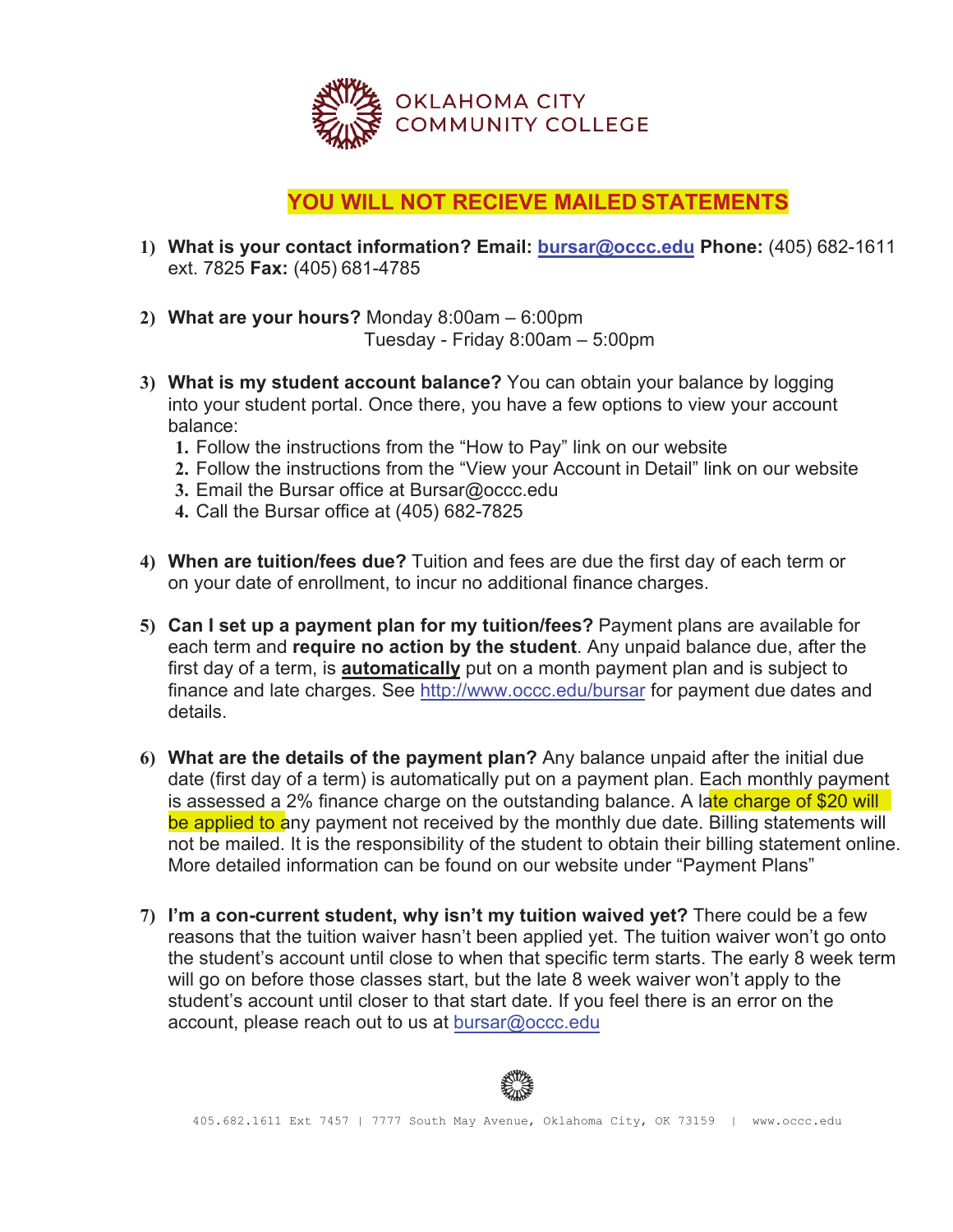OKLAHOMA CITY COMMUNITY COLLEGE

# YOU WILL NOT RECIEVE MAILED STATEMENTS

1) **What is your contact information? Email: bursar@occc.edu Phone:** (405) 682-1611 ext. 7825 **Fax:** (405) 681-4785

2) **What are your hours?** Monday 8:00am – 6:00pm
   Tuesday - Friday 8:00am – 5:00pm

3) **What is my student account balance?** You can obtain your balance by logging into your student portal. Once there, you have a few options to view your account balance:
   1. Follow the instructions from the "How to Pay" link on our website
   2. Follow the instructions from the "View your Account in Detail" link on our website
   3. Email the Bursar office at Bursar@occc.edu
   4. Call the Bursar office at (405) 682-7825

4) **When are tuition/fees due?** Tuition and fees are due the first day of each term or on your date of enrollment, to incur no additional finance charges.

5) **Can I set up a payment plan for my tuition/fees?** Payment plans are available for each term and **require no action by the student**. Any unpaid balance due, after the first day of a term, is **automatically** put on a month payment plan and is subject to finance and late charges. See http://www.occc.edu/bursar for payment due dates and details.

6) **What are the details of the payment plan?** Any balance unpaid after the initial due date (first day of a term) is automatically put on a payment plan. Each monthly payment is assessed a 2% finance charge on the outstanding balance. A late charge of $20 will be applied to any payment not received by the monthly due date. Billing statements will not be mailed. It is the responsibility of the student to obtain their billing statement online. More detailed information can be found on our website under "Payment Plans"

7) **I'm a con-current student, why isn't my tuition waived yet?** There could be a few reasons that the tuition waiver hasn't been applied yet. The tuition waiver won't go onto the student's account until close to when that specific term starts. The early 8 week term will go on before those classes start, but the late 8 week waiver won't apply to the student's account until closer to that start date. If you feel there is an error on the account, please reach out to us at bursar@occc.edu

405.682.1611 Ext 7457 | 7777 South May Avenue, Oklahoma City, OK 73159 | www.occc.edu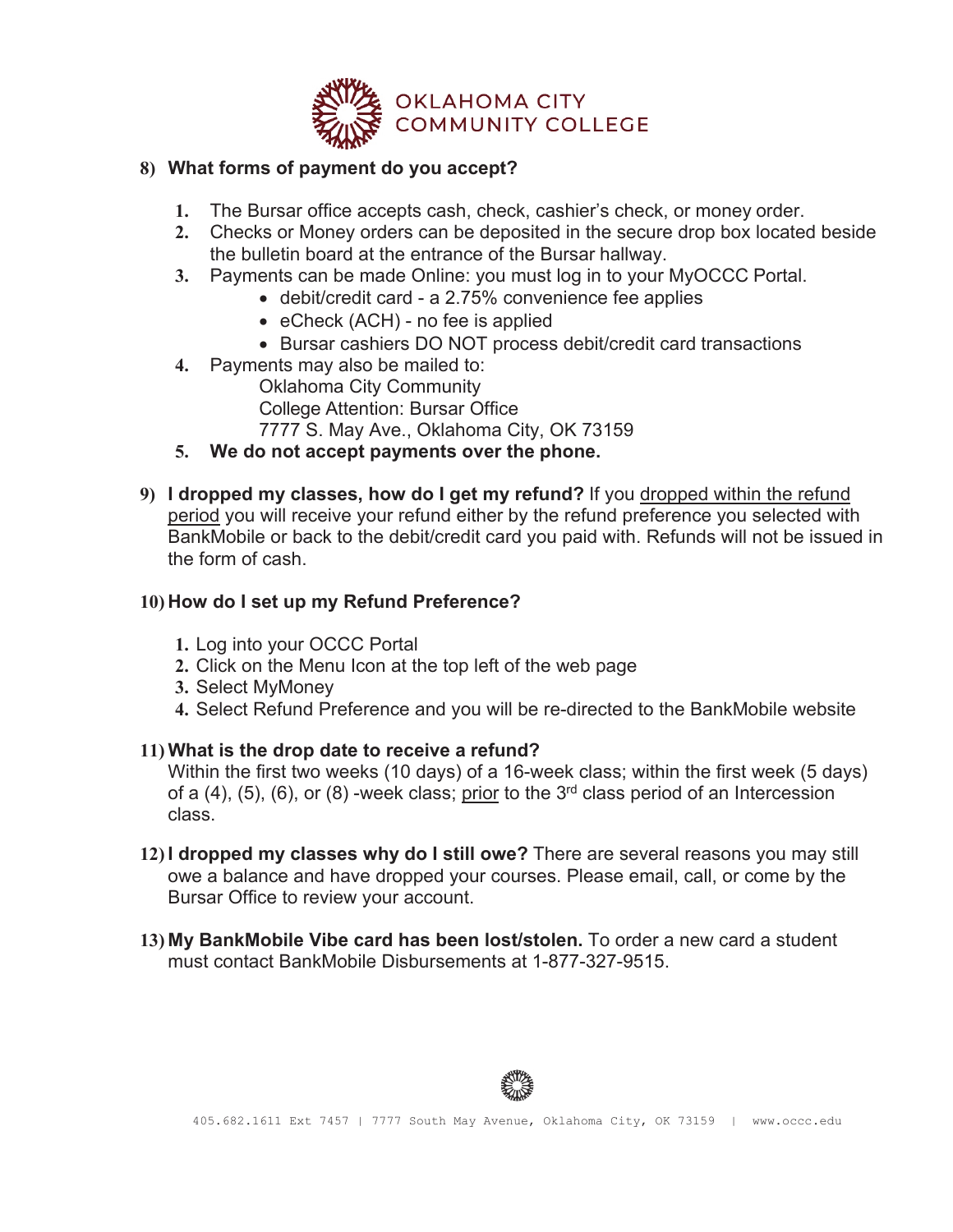8) **What forms of payment do you accept?**

1. The Bursar office accepts cash, check, cashier's check, or money order.
2. Checks or Money orders can be deposited in the secure drop box located beside the bulletin board at the entrance of the Bursar hallway.
3. Payments can be made Online: you must log in to your MyOCCC Portal.
   - debit/credit card - a 2.75% convenience fee applies
   - eCheck (ACH) - no fee is applied
   - Bursar cashiers DO NOT process debit/credit card transactions
4. Payments may also be mailed to:
   Oklahoma City Community
   College Attention: Bursar Office
   7777 S. May Ave., Oklahoma City, OK 73159
5. **We do not accept payments over the phone.**

9) **I dropped my classes, how do I get my refund?** If you dropped within the refund period you will receive your refund either by the refund preference you selected with BankMobile or back to the debit/credit card you paid with. Refunds will not be issued in the form of cash.

10) **How do I set up my Refund Preference?**

1. Log into your OCCC Portal
2. Click on the Menu Icon at the top left of the web page
3. Select MyMoney
4. Select Refund Preference and you will be re-directed to the BankMobile website

11) **What is the drop date to receive a refund?**
Within the first two weeks (10 days) of a 16-week class; within the first week (5 days) of a (4), (5), (6), or (8) -week class; prior to the 3rd class period of an Intercession class.

12) **I dropped my classes why do I still owe?** There are several reasons you may still owe a balance and have dropped your courses. Please email, call, or come by the Bursar Office to review your account.

13) **My BankMobile Vibe card has been lost/stolen.** To order a new card a student must contact BankMobile Disbursements at 1-877-327-9515.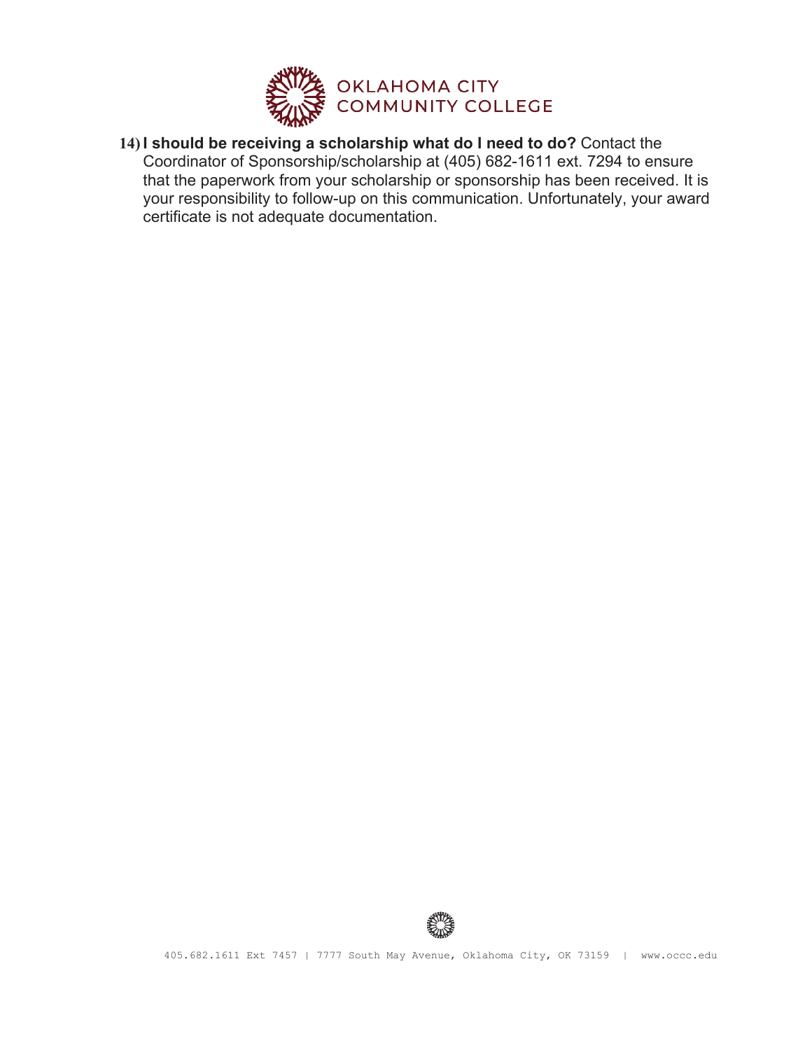14) **I should be receiving a scholarship what do I need to do?** Contact the Coordinator of Sponsorship/scholarship at (405) 682-1611 ext. 7294 to ensure that the paperwork from your scholarship or sponsorship has been received. It is your responsibility to follow-up on this communication. Unfortunately, your award certificate is not adequate documentation.